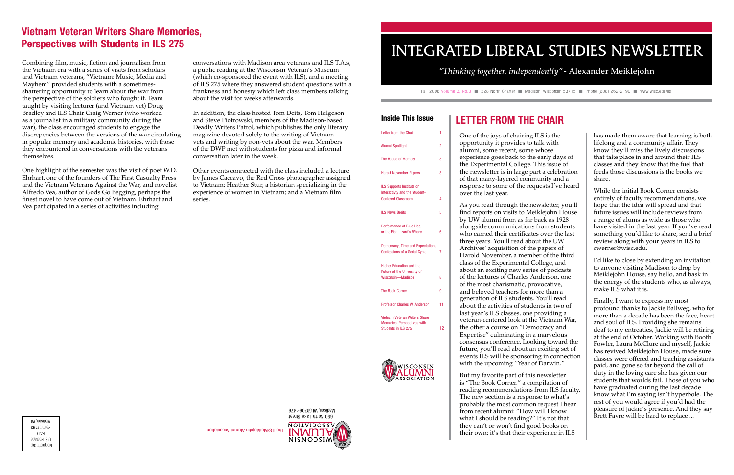# INTEGRATED LIBERAL STUDIES NEWSLETTER

*"Thinking together, independently"* - Alexander Meiklejohn

Fall 2008 Volume 3, No.3 ■ 228 North Charter ■ Madison, Wisconsin 53715 ■ Phone (608) 262-2190 ■ www.wisc.edu/ils

## Inside This Issue

| | |
|---|---|
| Letter from the Chair | 1 |
| Alumni Spotlight | 2 |
| The House of Memory | 3 |
| Harold November Papers | 3 |
| ILS Supports Institute on Interactivty and the Student-Centered Classroom | 4 |
| ILS News Breifs | 5 |
| Performance of Blue Lias, or the Fish Lizard's Whore | 6 |
| Democracy, Time and Expectations – Confessions of a Serial Cynic | 7 |
| Higher Education and the Future of the University of Wisconsin—Madison | 8 |
| The Book Corner | 9 |
| Professor Charles W. Anderson | 11 |
| Vietnam Veteran Writers Share Memories, Perspectives with Students in ILS 275 | 12 |

## LETTER FROM THE CHAIR

One of the joys of chairing ILS is the opportunity it provides to talk with alumni, some recent, some whose experience goes back to the early days of the Experimental College. This issue of the newsletter is in large part a celebration of that many-layered community and a response to some of the requests I've heard over the last year.

As you read through the newsletter, you'll find reports on visits to Meiklejohn House by UW alumni from as far back as 1928 alongside communications from students who earned their certificates over the last three years. You'll read about the UW Archives' acquisition of the papers of Harold November, a member of the third class of the Experimental College, and about an exciting new series of podcasts of the lectures of Charles Anderson, one of the most charismatic, provocative, and beloved teachers for more than a generation of ILS students. You'll read about the activities of students in two of last year's ILS classes, one providing a veteran-centered look at the Vietnam War, the other a course on "Democracy and Expertise" culminating in a marvelous consensus conference. Looking toward the future, you'll read about an exciting set of events ILS will be sponsoring in connection with the upcoming "Year of Darwin."

But my favorite part of this newsletter is "The Book Corner," a compilation of reading recommendations from ILS faculty. The new section is a response to what's probably the most common request I hear from recent alumni: "How will I know what I should be reading?" It's not that they can't or won't find good books on their own; it's that their experience in ILS has made them aware that learning is both lifelong and a community affair. They know they'll miss the lively discussions that take place in and around their ILS classes and they know that the fuel that feeds those discussions is the books we share.

While the initial Book Corner consists entirely of faculty recommendations, we hope that the idea will spread and that future issues will include reviews from a range of alums as wide as those who have visited in the last year. If you've read something you'd like to share, send a brief review along with your years in ILS to cwerner@wisc.edu.

I'd like to close by extending an invitation to anyone visiting Madison to drop by Meiklejohn House, say hello, and bask in the energy of the students who, as always, make ILS what it is.

Finally, I want to express my most profound thanks to Jackie Ballweg, who for more than a decade has been the face, heart and soul of ILS. Providing she remains deaf to my entreaties, Jackie will be retiring at the end of October. Working with Booth Fowler, Laura McClure and myself, Jackie has revived Meiklejohn House, made sure classes were offered and teaching assistants paid, and gone so far beyond the call of duty in the loving care she has given our students that worlds fail. Those of you who have graduated during the last decade know what I'm saying isn't hyperbole. The rest of you would agree if you'd had the pleasure of Jackie's presence. And they say Brett Favre will be hard to replace ...

## Vietnam Veteran Writers Share Memories, Perspectives with Students in ILS 275

Combining film, music, fiction and journalism from the Vietnam era with a series of visits from scholars and Vietnam veterans, "Vietnam: Music, Media and Mayhem" provided students with a sometimes-shattering opportunity to learn about the war from the perspective of the soldiers who fought it. Team taught by visiting lecturer (and Vietnam vet) Doug Bradley and ILS Chair Craig Werner (who worked as a journalist in a military community during the war), the class encouraged students to engage the discrepencies between the versions of the war circulating in popular memory and academic histories, with those they encountered in conversations with the veterans themselves.

One highlight of the semester was the visit of poet W.D. Ehrhart, one of the founders of The First Casualty Press and the Vietnam Veterans Against the War, and novelist Alfredo Vea, author of Gods Go Begging, perhaps the finest novel to have come out of Vietnam. Ehrhart and Vea participated in a series of activities including conversations with Madison area veterans and ILS T.A.s, a public reading at the Wisconsin Veteran's Museum (which co-sponsored the event with ILS), and a meeting of ILS 275 where they answered student questions with a frankness and honesty which left class members talking about the visit for weeks afterwards.

In addition, the class hosted Tom Deits, Tom Helgeson and Steve Piotrowski, members of the Madison-based Deadly Writers Patrol, which publishes the only literary magazine devoted solely to the writing of Vietnam vets and writing by non-vets about the war. Members of the DWP met with students for pizza and informal conversation later in the week.

Other events connected with the class included a lecture by James Caccavo, the Red Cross photographer assigned to Vietnam; Heather Stur, a historian specializing in the experience of women in Vietnam; and a Vietnam film series.

The ILS/Meiklejohn Alumni Association
650 North Lake Street
Madison, WI 53706-1476

Nonprofit Org.
U.S. Postage
PAID
Permit #193
Madison, WI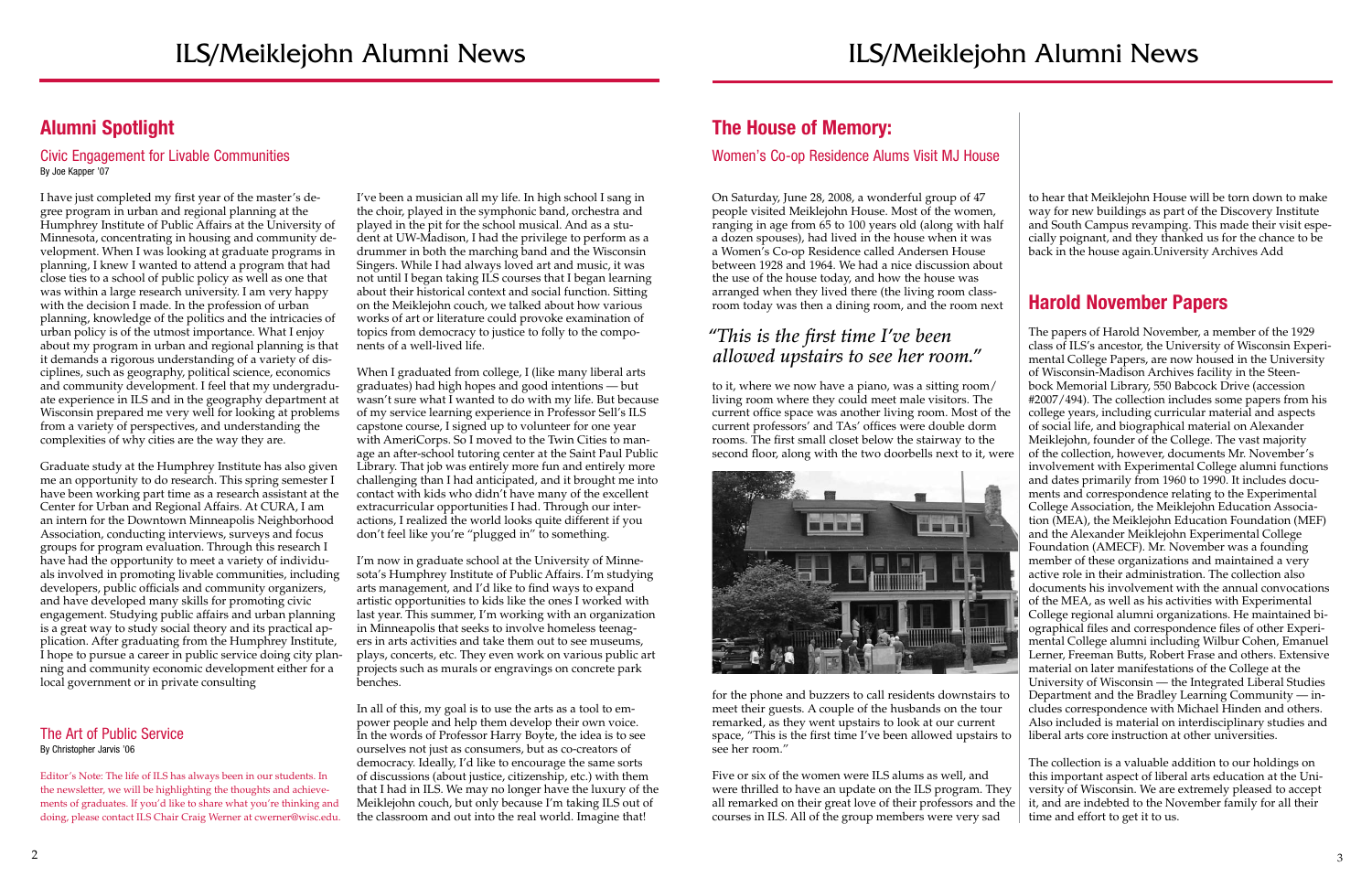## Alumni Spotlight

### Civic Engagement for Livable Communities

By Joe Kapper '07

I have just completed my first year of the master's degree program in urban and regional planning at the Humphrey Institute of Public Affairs at the University of Minnesota, concentrating in housing and community development. When I was looking at graduate programs in planning, I knew I wanted to attend a program that had close ties to a school of public policy as well as one that was within a large research university. I am very happy with the decision I made. In the profession of urban planning, knowledge of the politics and the intricacies of urban policy is of the utmost importance. What I enjoy about my program in urban and regional planning is that it demands a rigorous understanding of a variety of disciplines, such as geography, political science, economics and community development. I feel that my undergraduate experience in ILS and in the geography department at Wisconsin prepared me very well for looking at problems from a variety of perspectives, and understanding the complexities of why cities are the way they are.

Graduate study at the Humphrey Institute has also given me an opportunity to do research. This spring semester I have been working part time as a research assistant at the Center for Urban and Regional Affairs. At CURA, I am an intern for the Downtown Minneapolis Neighborhood Association, conducting interviews, surveys and focus groups for program evaluation. Through this research I have had the opportunity to meet a variety of individuals involved in promoting livable communities, including developers, public officials and community organizers, and have developed many skills for promoting civic engagement. Studying public affairs and urban planning is a great way to study social theory and its practical application. After graduating from the Humphrey Institute, I hope to pursue a career in public service doing city planning and community economic development either for a local government or in private consulting

### The Art of Public Service

By Christopher Jarvis '06

Editor's Note: The life of ILS has always been in our students. In the newsletter, we will be highlighting the thoughts and achievements of graduates. If you'd like to share what you're thinking and doing, please contact ILS Chair Craig Werner at cwerner@wisc.edu.

I've been a musician all my life. In high school I sang in the choir, played in the symphonic band, orchestra and played in the pit for the school musical. And as a student at UW-Madison, I had the privilege to perform as a drummer in both the marching band and the Wisconsin Singers. While I had always loved art and music, it was not until I began taking ILS courses that I began learning about their historical context and social function. Sitting on the Meiklejohn couch, we talked about how various works of art or literature could provoke examination of topics from democracy to justice to folly to the components of a well-lived life.

When I graduated from college, I (like many liberal arts graduates) had high hopes and good intentions — but wasn't sure what I wanted to do with my life. But because of my service learning experience in Professor Sell's ILS capstone course, I signed up to volunteer for one year with AmeriCorps. So I moved to the Twin Cities to manage an after-school tutoring center at the Saint Paul Public Library. That job was entirely more fun and entirely more challenging than I had anticipated, and it brought me into contact with kids who didn't have many of the excellent extracurricular opportunities I had. Through our interactions, I realized the world looks quite different if you don't feel like you're "plugged in" to something.

I'm now in graduate school at the University of Minnesota's Humphrey Institute of Public Affairs. I'm studying arts management, and I'd like to find ways to expand artistic opportunities to kids like the ones I worked with last year. This summer, I'm working with an organization in Minneapolis that seeks to involve homeless teenagers in arts activities and take them out to see museums, plays, concerts, etc. They even work on various public art projects such as murals or engravings on concrete park benches.

In all of this, my goal is to use the arts as a tool to empower people and help them develop their own voice. In the words of Professor Harry Boyte, the idea is to see ourselves not just as consumers, but as co-creators of democracy. Ideally, I'd like to encourage the same sorts of discussions (about justice, citizenship, etc.) with them that I had in ILS. We may no longer have the luxury of the Meiklejohn couch, but only because I'm taking ILS out of the classroom and out into the real world. Imagine that!

## The House of Memory:

### Women's Co-op Residence Alums Visit MJ House

On Saturday, June 28, 2008, a wonderful group of 47 people visited Meiklejohn House. Most of the women, ranging in age from 65 to 100 years old (along with half a dozen spouses), had lived in the house when it was a Women's Co-op Residence called Andersen House between 1928 and 1964. We had a nice discussion about the use of the house today, and how the house was arranged when they lived there (the living room classroom today was then a dining room, and the room next to it, where we now have a piano, was a sitting room/living room where they could meet male visitors. The current office space was another living room. Most of the current professors' and TAs' offices were double dorm rooms. The first small closet below the stairway to the second floor, along with the two doorbells next to it, were for the phone and buzzers to call residents downstairs to meet their guests. A couple of the husbands on the tour remarked, as they went upstairs to look at our current space, "This is the first time I've been allowed upstairs to see her room."

*"This is the first time I've been allowed upstairs to see her room."*

Five or six of the women were ILS alums as well, and were thrilled to have an update on the ILS program. They all remarked on their great love of their professors and the courses in ILS. All of the group members were very sad to hear that Meiklejohn House will be torn down to make way for new buildings as part of the Discovery Institute and South Campus revamping. This made their visit especially poignant, and they thanked us for the chance to be back in the house again.University Archives Add

## Harold November Papers

The papers of Harold November, a member of the 1929 class of ILS's ancestor, the University of Wisconsin Experimental College Papers, are now housed in the University of Wisconsin-Madison Archives facility in the Steenbock Memorial Library, 550 Babcock Drive (accession #2007/494). The collection includes some papers from his college years, including curricular material and aspects of social life, and biographical material on Alexander Meiklejohn, founder of the College. The vast majority of the collection, however, documents Mr. November's involvement with Experimental College alumni functions and dates primarily from 1960 to 1990. It includes documents and correspondence relating to the Experimental College Association, the Meiklejohn Education Association (MEA), the Meiklejohn Education Foundation (MEF) and the Alexander Meiklejohn Experimental College Foundation (AMECF). Mr. November was a founding member of these organizations and maintained a very active role in their administration. The collection also documents his involvement with the annual convocations of the MEA, as well as his activities with Experimental College regional alumni organizations. He maintained biographical files and correspondence files of other Experimental College alumni including Wilbur Cohen, Emanuel Lerner, Freeman Butts, Robert Frase and others. Extensive material on later manifestations of the College at the University of Wisconsin — the Integrated Liberal Studies Department and the Bradley Learning Community — includes correspondence with Michael Hinden and others. Also included is material on interdisciplinary studies and liberal arts core instruction at other universities.

The collection is a valuable addition to our holdings on this important aspect of liberal arts education at the University of Wisconsin. We are extremely pleased to accept it, and are indebted to the November family for all their time and effort to get it to us.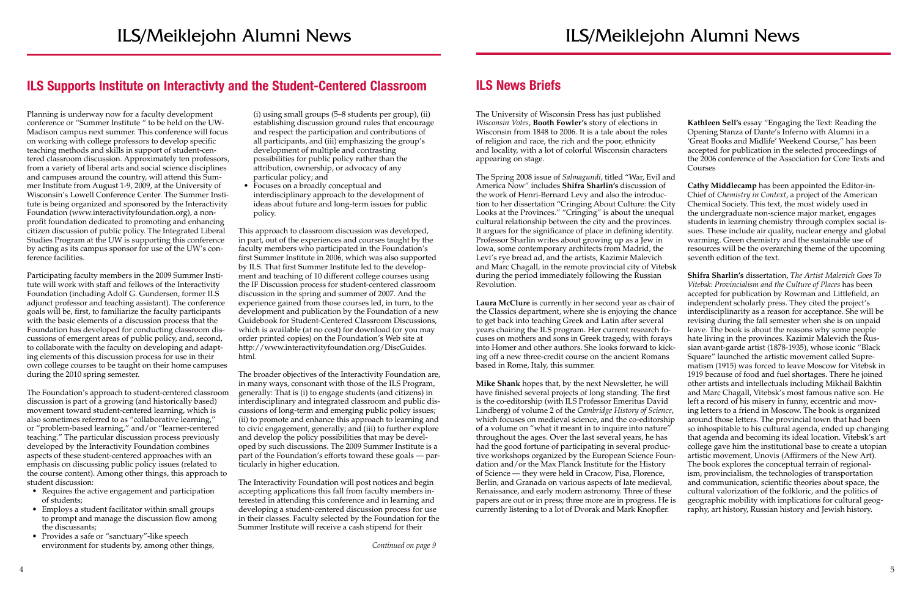## ILS Supports Institute on Interactivty and the Student-Centered Classroom

Planning is underway now for a faculty development conference or "Summer Institute " to be held on the UW-Madison campus next summer. This conference will focus on working with college professors to develop specific teaching methods and skills in support of student-centered classroom discussion. Approximately ten professors, from a variety of liberal arts and social science disciplines and campuses around the country, will attend this Summer Institute from August 1-9, 2009, at the University of Wisconsin's Lowell Conference Center. The Summer Institute is being organized and sponsored by the Interactivity Foundation (www.interactivityfoundation.org), a non-profit foundation dedicated to promoting and enhancing citizen discussion of public policy. The Integrated Liberal Studies Program at the UW is supporting this conference by acting as its campus sponsor for use of the UW's conference facilities.

Participating faculty members in the 2009 Summer Institute will work with staff and fellows of the Interactivity Foundation (including Adolf G. Gundersen, former ILS adjunct professor and teaching assistant). The conference goals will be, first, to familiarize the faculty participants with the basic elements of a discussion process that the Foundation has developed for conducting classroom discussions of emergent areas of public policy, and, second, to collaborate with the faculty on developing and adapting elements of this discussion process for use in their own college courses to be taught on their home campuses during the 2010 spring semester.

The Foundation's approach to student-centered classroom discussion is part of a growing (and historically based) movement toward student-centered learning, which is also sometimes referred to as "collaborative learning," or "problem-based learning," and/or "learner-centered teaching." The particular discussion process previously developed by the Interactivity Foundation combines aspects of these student-centered approaches with an emphasis on discussing public policy issues (related to the course content). Among other things, this approach to student discussion:

- Requires the active engagement and participation of students;
- Employs a student facilitator within small groups to prompt and manage the discussion flow among the discussants;
- Provides a safe or "sanctuary"-like speech environment for students by, among other things, (i) using small groups (5–8 students per group), (ii) establishing discussion ground rules that encourage and respect the participation and contributions of all participants, and (iii) emphasizing the group's development of multiple and contrasting possibilities for public policy rather than the attribution, ownership, or advocacy of any particular policy; and
- Focuses on a broadly conceptual and interdisciplinary approach to the development of ideas about future and long-term issues for public policy.

This approach to classroom discussion was developed, in part, out of the experiences and courses taught by the faculty members who participated in the Foundation's first Summer Institute in 2006, which was also supported by ILS. That first Summer Institute led to the development and teaching of 10 different college courses using the IF Discussion process for student-centered classroom discussion in the spring and summer of 2007. And the experience gained from those courses led, in turn, to the development and publication by the Foundation of a new Guidebook for Student-Centered Classroom Discussions, which is available (at no cost) for download (or you may order printed copies) on the Foundation's Web site at http://www.interactivityfoundation.org/DiscGuides.html.

The broader objectives of the Interactivity Foundation are, in many ways, consonant with those of the ILS Program, generally: That is (i) to engage students (and citizens) in interdisciplinary and integrated classroom and public discussions of long-term and emerging public policy issues; (ii) to promote and enhance this approach to learning and to civic engagement, generally; and (iii) to further explore and develop the policy possibilities that may be developed by such discussions. The 2009 Summer Institute is a part of the Foundation's efforts toward these goals — particularly in higher education.

The Interactivity Foundation will post notices and begin accepting applications this fall from faculty members interested in attending this conference and in learning and developing a student-centered discussion process for use in their classes. Faculty selected by the Foundation for the Summer Institute will receive a cash stipend for their

*Continued on page 9*

## ILS News Briefs

The University of Wisconsin Press has just published *Wisconsin Votes*, **Booth Fowler's** story of elections in Wisconsin from 1848 to 2006. It is a tale about the roles of religion and race, the rich and the poor, ethnicity and locality, with a lot of colorful Wisconsin characters appearing on stage.

The Spring 2008 issue of *Salmagundi*, titled "War, Evil and America Now" includes **Shifra Sharlin's** discussion of the work of Henri-Bernard Levy and also the introduction to her dissertation "Cringing About Culture: the City Looks at the Provinces." "Cringing" is about the unequal cultural relationship between the city and the provinces. It argues for the significance of place in defining identity. Professor Sharlin writes about growing up as a Jew in Iowa, some contemporary architects from Madrid, the Levi's rye bread ad, and the artists, Kazimir Malevich and Marc Chagall, in the remote provincial city of Vitebsk during the period immediately following the Russian Revolution.

**Laura McClure** is currently in her second year as chair of the Classics department, where she is enjoying the chance to get back into teaching Greek and Latin after several years chairing the ILS program. Her current research focuses on mothers and sons in Greek tragedy, with forays into Homer and other authors. She looks forward to kicking off a new three-credit course on the ancient Romans based in Rome, Italy, this summer.

**Mike Shank** hopes that, by the next Newsletter, he will have finished several projects of long standing. The first is the co-editorship (with ILS Professor Emeritus David Lindberg) of volume 2 of the *Cambridge History of Science*, which focuses on medieval science, and the co-editorship of a volume on "what it meant in to inquire into nature" throughout the ages. Over the last several years, he has had the good fortune of participating in several productive workshops organized by the European Science Foundation and/or the Max Planck Institute for the History of Science — they were held in Cracow, Pisa, Florence, Berlin, and Granada on various aspects of late medieval, Renaissance, and early modern astronomy. Three of these papers are out or in press; three more are in progress. He is currently listening to a lot of Dvorak and Mark Knopfler.

**Kathleen Sell's** essay "Engaging the Text: Reading the Opening Stanza of Dante's Inferno with Alumni in a 'Great Books and Midlife' Weekend Course," has been accepted for publication in the selected proceedings of the 2006 conference of the Association for Core Texts and Courses

**Cathy Middlecamp** has been appointed the Editor-in-Chief of *Chemistry in Context*, a project of the American Chemical Society. This text, the most widely used in the undergraduate non-science major market, engages students in learning chemistry through complex social issues. These include air quality, nuclear energy and global warming. Green chemistry and the sustainable use of resources will be the overarching theme of the upcoming seventh edition of the text.

**Shifra Sharlin's** dissertation, *The Artist Malevich Goes To Vitebsk: Provincialism and the Culture of Places* has been accepted for publication by Rowman and Littlefield, an independent scholarly press. They cited the project's interdisciplinarity as a reason for acceptance. She will be revising during the fall semester when she is on unpaid leave. The book is about the reasons why some people hate living in the provinces. Kazimir Malevich the Russian avant-garde artist (1878-1935), whose iconic "Black Square" launched the artistic movement called Suprematism (1915) was forced to leave Moscow for Vitebsk in 1919 because of food and fuel shortages. There he joined other artists and intellectuals including Mikhail Bakhtin and Marc Chagall, Vitebsk's most famous native son. He left a record of his misery in funny, eccentric and moving letters to a friend in Moscow. The book is organized around those letters. The provincial town that had been so inhospitable to his cultural agenda, ended up changing that agenda and becoming its ideal location. Vitebsk's art college gave him the institutional base to create a utopian artistic movement, Unovis (Affirmers of the New Art). The book explores the conceptual terrain of regionalism, provincialism, the technologies of transportation and communication, scientific theories about space, the cultural valorization of the folkloric, and the politics of geographic mobility with implications for cultural geography, art history, Russian history and Jewish history.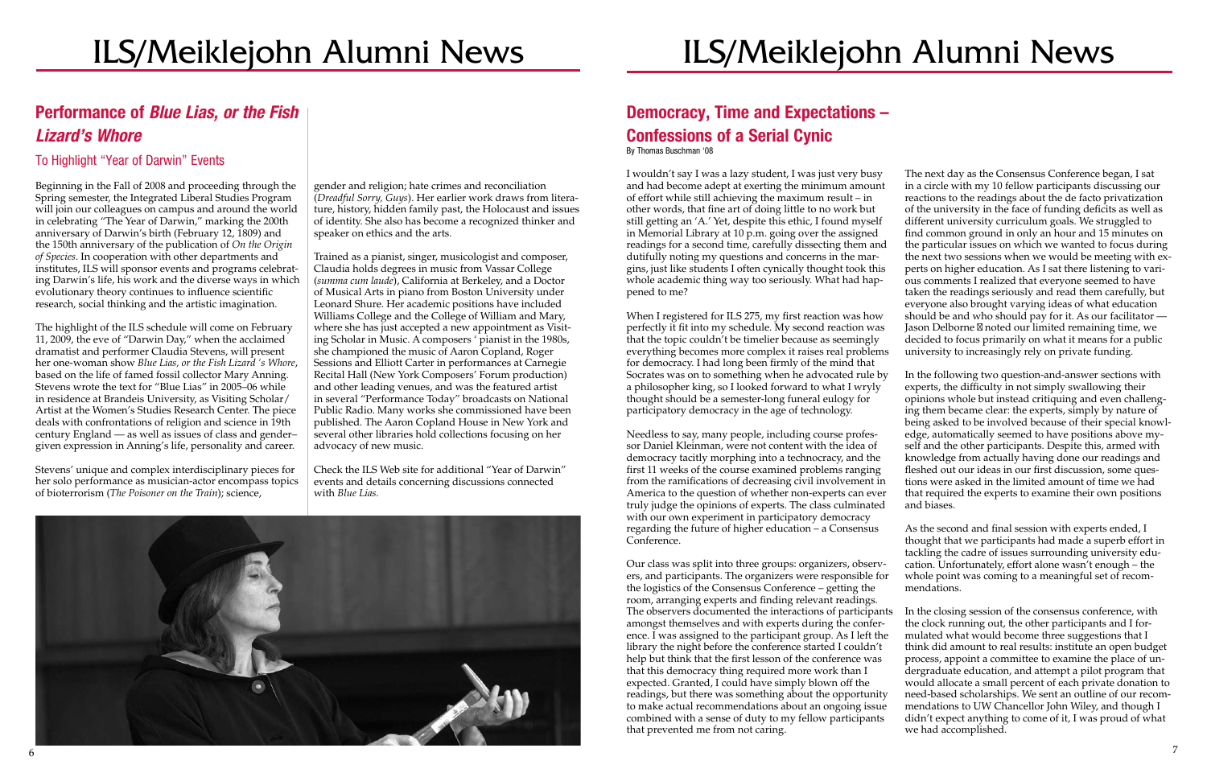## Performance of *Blue Lias, or the Fish Lizard's Whore*

### To Highlight "Year of Darwin" Events

Beginning in the Fall of 2008 and proceeding through the Spring semester, the Integrated Liberal Studies Program will join our colleagues on campus and around the world in celebrating "The Year of Darwin," marking the 200th anniversary of Darwin's birth (February 12, 1809) and the 150th anniversary of the publication of *On the Origin of Species*. In cooperation with other departments and institutes, ILS will sponsor events and programs celebrating Darwin's life, his work and the diverse ways in which evolutionary theory continues to influence scientific research, social thinking and the artistic imagination.

The highlight of the ILS schedule will come on February 11, 2009, the eve of "Darwin Day," when the acclaimed dramatist and performer Claudia Stevens, will present her one-woman show *Blue Lias, or the Fish Lizard 's Whore*, based on the life of famed fossil collector Mary Anning. Stevens wrote the text for "Blue Lias" in 2005–06 while in residence at Brandeis University, as Visiting Scholar/Artist at the Women's Studies Research Center. The piece deals with confrontations of religion and science in 19th century England — as well as issues of class and gender– given expression in Anning's life, personality and career.

Stevens' unique and complex interdisciplinary pieces for her solo performance as musician-actor encompass topics of bioterrorism (*The Poisoner on the Train*); science, gender and religion; hate crimes and reconciliation (*Dreadful Sorry, Guys*). Her earlier work draws from literature, history, hidden family past, the Holocaust and issues of identity. She also has become a recognized thinker and speaker on ethics and the arts.

Trained as a pianist, singer, musicologist and composer, Claudia holds degrees in music from Vassar College (*summa cum laude*), California at Berkeley, and a Doctor of Musical Arts in piano from Boston University under Leonard Shure. Her academic positions have included Williams College and the College of William and Mary, where she has just accepted a new appointment as Visiting Scholar in Music. A composers ' pianist in the 1980s, she championed the music of Aaron Copland, Roger Sessions and Elliott Carter in performances at Carnegie Recital Hall (New York Composers' Forum production) and other leading venues, and was the featured artist in several "Performance Today" broadcasts on National Public Radio. Many works she commissioned have been published. The Aaron Copland House in New York and several other libraries hold collections focusing on her advocacy of new music.

Check the ILS Web site for additional "Year of Darwin" events and details concerning discussions connected with *Blue Lias*.

## Democracy, Time and Expectations – Confessions of a Serial Cynic

By Thomas Buschman '08

I wouldn't say I was a lazy student, I was just very busy and had become adept at exerting the minimum amount of effort while still achieving the maximum result – in other words, that fine art of doing little to no work but still getting an 'A.' Yet, despite this ethic, I found myself in Memorial Library at 10 p.m. going over the assigned readings for a second time, carefully dissecting them and dutifully noting my questions and concerns in the margins, just like students I often cynically thought took this whole academic thing way too seriously. What had happened to me?

When I registered for ILS 275, my first reaction was how perfectly it fit into my schedule. My second reaction was that the topic couldn't be timelier because as seemingly everything becomes more complex it raises real problems for democracy. I had long been firmly of the mind that Socrates was on to something when he advocated rule by a philosopher king, so I looked forward to what I wryly thought should be a semester-long funeral eulogy for participatory democracy in the age of technology.

Needless to say, many people, including course professor Daniel Kleinman, were not content with the idea of democracy tacitly morphing into a technocracy, and the first 11 weeks of the course examined problems ranging from the ramifications of decreasing civil involvement in America to the question of whether non-experts can ever truly judge the opinions of experts. The class culminated with our own experiment in participatory democracy regarding the future of higher education – a Consensus Conference.

Our class was split into three groups: organizers, observers, and participants. The organizers were responsible for the logistics of the Consensus Conference – getting the room, arranging experts and finding relevant readings. The observers documented the interactions of participants amongst themselves and with experts during the conference. I was assigned to the participant group. As I left the library the night before the conference started I couldn't help but think that the first lesson of the conference was that this democracy thing required more work than I expected. Granted, I could have simply blown off the readings, but there was something about the opportunity to make actual recommendations about an ongoing issue combined with a sense of duty to my fellow participants that prevented me from not caring.

The next day as the Consensus Conference began, I sat in a circle with my 10 fellow participants discussing our reactions to the readings about the de facto privatization of the university in the face of funding deficits as well as different university curriculum goals. We struggled to find common ground in only an hour and 15 minutes on the particular issues on which we wanted to focus during the next two sessions when we would be meeting with experts on higher education. As I sat there listening to various comments I realized that everyone seemed to have taken the readings seriously and read them carefully, but everyone also brought varying ideas of what education should be and who should pay for it. As our facilitator — Jason Delborne noted our limited remaining time, we decided to focus primarily on what it means for a public university to increasingly rely on private funding.

In the following two question-and-answer sections with experts, the difficulty in not simply swallowing their opinions whole but instead critiquing and even challenging them became clear: the experts, simply by nature of being asked to be involved because of their special knowledge, automatically seemed to have positions above myself and the other participants. Despite this, armed with knowledge from actually having done our readings and fleshed out our ideas in our first discussion, some questions were asked in the limited amount of time we had that required the experts to examine their own positions and biases.

As the second and final session with experts ended, I thought that we participants had made a superb effort in tackling the cadre of issues surrounding university education. Unfortunately, effort alone wasn't enough – the whole point was coming to a meaningful set of recommendations.

In the closing session of the consensus conference, with the clock running out, the other participants and I formulated what would become three suggestions that I think did amount to real results: institute an open budget process, appoint a committee to examine the place of undergraduate education, and attempt a pilot program that would allocate a small percent of each private donation to need-based scholarships. We sent an outline of our recommendations to UW Chancellor John Wiley, and though I didn't expect anything to come of it, I was proud of what we had accomplished.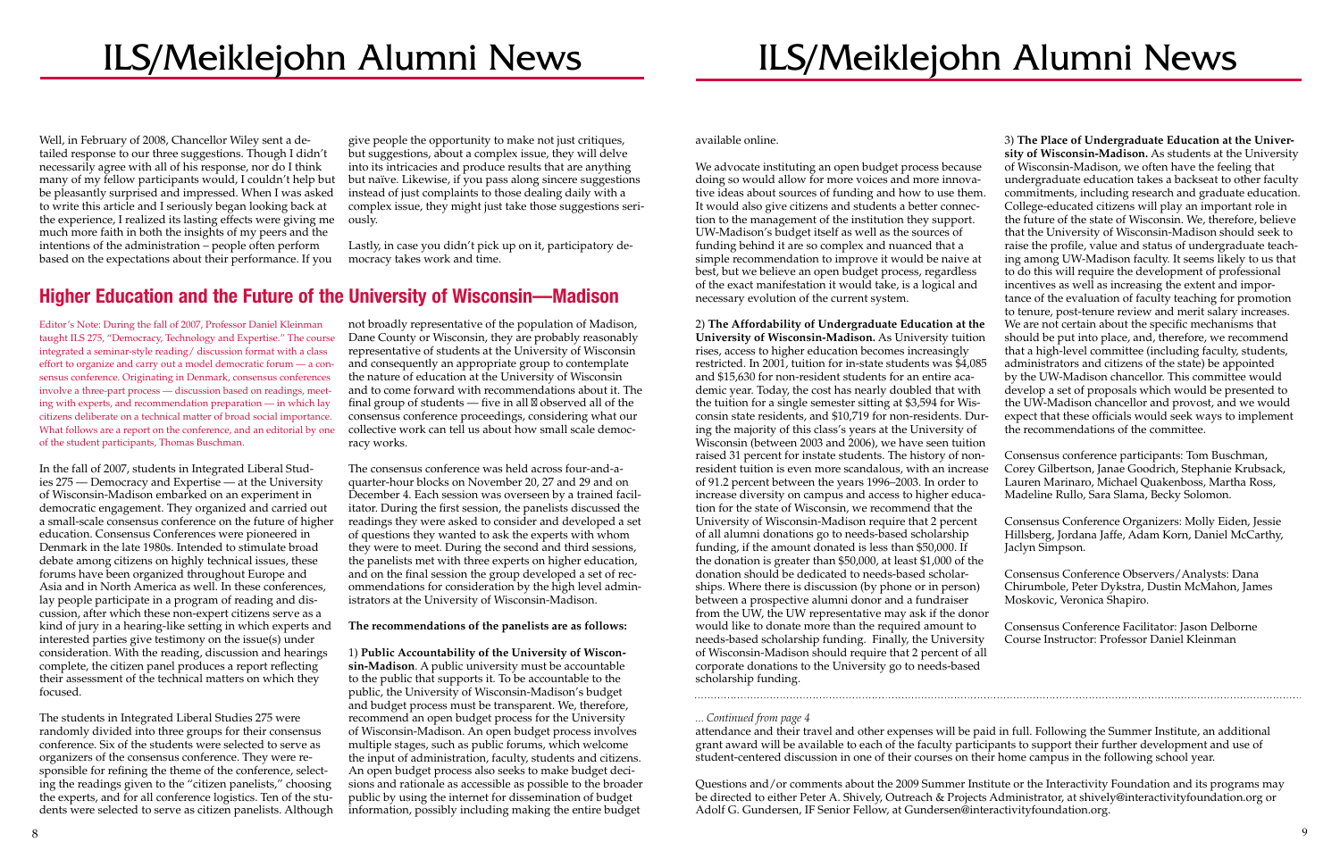Well, in February of 2008, Chancellor Wiley sent a detailed response to our three suggestions. Though I didn't necessarily agree with all of his response, nor do I think many of my fellow participants would, I couldn't help but be pleasantly surprised and impressed. When I was asked to write this article and I seriously began looking back at the experience, I realized its lasting effects were giving me much more faith in both the insights of my peers and the intentions of the administration – people often perform based on the expectations about their performance. If you give people the opportunity to make not just critiques, but suggestions, about a complex issue, they will delve into its intricacies and produce results that are anything but naïve. Likewise, if you pass along sincere suggestions instead of just complaints to those dealing daily with a complex issue, they might just take those suggestions seriously.

Lastly, in case you didn't pick up on it, participatory democracy takes work and time.

## Higher Education and the Future of the University of Wisconsin—Madison

Editor's Note: During the fall of 2007, Professor Daniel Kleinman taught ILS 275, "Democracy, Technology and Expertise." The course integrated a seminar-style reading/ discussion format with a class effort to organize and carry out a model democratic forum — a consensus conference. Originating in Denmark, consensus conferences involve a three-part process — discussion based on readings, meeting with experts, and recommendation preparation — in which lay citizens deliberate on a technical matter of broad social importance. What follows are a report on the conference, and an editorial by one of the student participants, Thomas Buschman.

In the fall of 2007, students in Integrated Liberal Studies 275 — Democracy and Expertise — at the University of Wisconsin-Madison embarked on an experiment in democratic engagement. They organized and carried out a small-scale consensus conference on the future of higher education. Consensus Conferences were pioneered in Denmark in the late 1980s. Intended to stimulate broad debate among citizens on highly technical issues, these forums have been organized throughout Europe and Asia and in North America as well. In these conferences, lay people participate in a program of reading and discussion, after which these non-expert citizens serve as a kind of jury in a hearing-like setting in which experts and interested parties give testimony on the issue(s) under consideration. With the reading, discussion and hearings complete, the citizen panel produces a report reflecting their assessment of the technical matters on which they focused.

The students in Integrated Liberal Studies 275 were randomly divided into three groups for their consensus conference. Six of the students were selected to serve as organizers of the consensus conference. They were responsible for refining the theme of the conference, selecting the readings given to the "citizen panelists," choosing the experts, and for all conference logistics. Ten of the students were selected to serve as citizen panelists. Although not broadly representative of the population of Madison, Dane County or Wisconsin, they are probably reasonably representative of students at the University of Wisconsin and consequently an appropriate group to contemplate the nature of education at the University of Wisconsin and to come forward with recommendations about it. The final group of students — five in all observed all of the consensus conference proceedings, considering what our collective work can tell us about how small scale democracy works.

The consensus conference was held across four-and-a-quarter-hour blocks on November 20, 27 and 29 and on December 4. Each session was overseen by a trained facilitator. During the first session, the panelists discussed the readings they were asked to consider and developed a set of questions they wanted to ask the experts with whom they were to meet. During the second and third sessions, the panelists met with three experts on higher education, and on the final session the group developed a set of recommendations for consideration by the high level administrators at the University of Wisconsin-Madison.

**The recommendations of the panelists are as follows:**

1) **Public Accountability of the University of Wisconsin-Madison**. A public university must be accountable to the public that supports it. To be accountable to the public, the University of Wisconsin-Madison's budget and budget process must be transparent. We, therefore, recommend an open budget process for the University of Wisconsin-Madison. An open budget process involves multiple stages, such as public forums, which welcome the input of administration, faculty, students and citizens. An open budget process also seeks to make budget decisions and rationale as accessible as possible to the broader public by using the internet for dissemination of budget information, possibly including making the entire budget available online.

We advocate instituting an open budget process because doing so would allow for more voices and more innovative ideas about sources of funding and how to use them. It would also give citizens and students a better connection to the management of the institution they support. UW-Madison's budget itself as well as the sources of funding behind it are so complex and nuanced that a simple recommendation to improve it would be naive at best, but we believe an open budget process, regardless of the exact manifestation it would take, is a logical and necessary evolution of the current system.

2) **The Affordability of Undergraduate Education at the University of Wisconsin-Madison.** As University tuition rises, access to higher education becomes increasingly restricted. In 2001, tuition for in-state students was $4,085 and $15,630 for non-resident students for an entire academic year. Today, the cost has nearly doubled that with the tuition for a single semester sitting at $3,594 for Wisconsin state residents, and $10,719 for non-residents. During the majority of this class's years at the University of Wisconsin (between 2003 and 2006), we have seen tuition raised 31 percent for instate students. The history of non-resident tuition is even more scandalous, with an increase of 91.2 percent between the years 1996–2003. In order to increase diversity on campus and access to higher education for the state of Wisconsin, we recommend that the University of Wisconsin-Madison require that 2 percent of all alumni donations go to needs-based scholarship funding, if the amount donated is less than $50,000. If the donation is greater than $50,000, at least $1,000 of the donation should be dedicated to needs-based scholarships. Where there is discussion (by phone or in person) between a prospective alumni donor and a fundraiser from the UW, the UW representative may ask if the donor would like to donate more than the required amount to needs-based scholarship funding. Finally, the University of Wisconsin-Madison should require that 2 percent of all corporate donations to the University go to needs-based scholarship funding.

3) **The Place of Undergraduate Education at the University of Wisconsin-Madison.** As students at the University of Wisconsin-Madison, we often have the feeling that undergraduate education takes a backseat to other faculty commitments, including research and graduate education. College-educated citizens will play an important role in the future of the state of Wisconsin. We, therefore, believe that the University of Wisconsin-Madison should seek to raise the profile, value and status of undergraduate teaching among UW-Madison faculty. It seems likely to us that to do this will require the development of professional incentives as well as increasing the extent and importance of the evaluation of faculty teaching for promotion to tenure, post-tenure review and merit salary increases. We are not certain about the specific mechanisms that should be put into place, and, therefore, we recommend that a high-level committee (including faculty, students, administrators and citizens of the state) be appointed by the UW-Madison chancellor. This committee would develop a set of proposals which would be presented to the UW-Madison chancellor and provost, and we would expect that these officials would seek ways to implement the recommendations of the committee.

Consensus conference participants: Tom Buschman, Corey Gilbertson, Janae Goodrich, Stephanie Krubsack, Lauren Marinaro, Michael Quakenboss, Martha Ross, Madeline Rullo, Sara Slama, Becky Solomon.

Consensus Conference Organizers: Molly Eiden, Jessie Hillsberg, Jordana Jaffe, Adam Korn, Daniel McCarthy, Jaclyn Simpson.

Consensus Conference Observers/Analysts: Dana Chirumbole, Peter Dykstra, Dustin McMahon, James Moskovic, Veronica Shapiro.

Consensus Conference Facilitator: Jason Delborne
Course Instructor: Professor Daniel Kleinman

---

*... Continued from page 4*

attendance and their travel and other expenses will be paid in full. Following the Summer Institute, an additional grant award will be available to each of the faculty participants to support their further development and use of student-centered discussion in one of their courses on their home campus in the following school year.

Questions and/or comments about the 2009 Summer Institute or the Interactivity Foundation and its programs may be directed to either Peter A. Shively, Outreach & Projects Administrator, at shively@interactivityfoundation.org or Adolf G. Gundersen, IF Senior Fellow, at Gundersen@interactivityfoundation.org.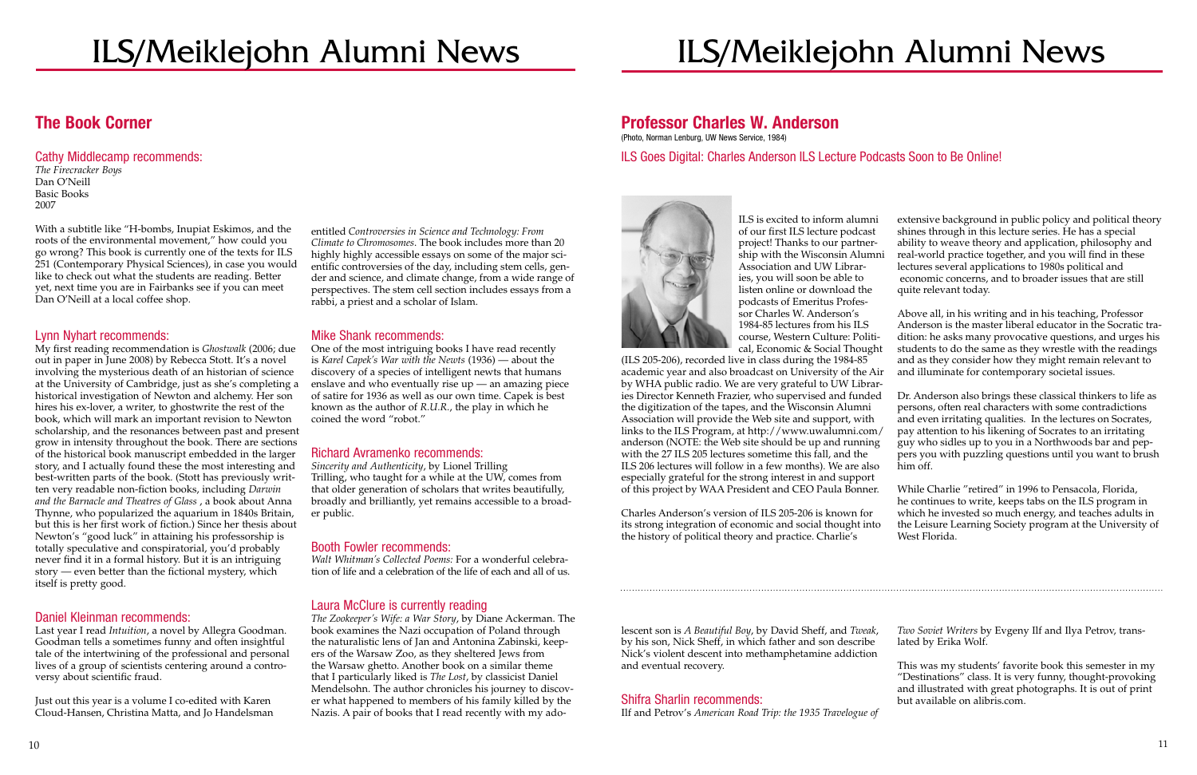# The Book Corner

### Cathy Middlecamp recommends:

*The Firecracker Boys*
Dan O'Neill
Basic Books
2007

With a subtitle like "H-bombs, Inupiat Eskimos, and the roots of the environmental movement," how could you go wrong? This book is currently one of the texts for ILS 251 (Contemporary Physical Sciences), in case you would like to check out what the students are reading. Better yet, next time you are in Fairbanks see if you can meet Dan O'Neill at a local coffee shop.

### Lynn Nyhart recommends:

My first reading recommendation is *Ghostwalk* (2006; due out in paper in June 2008) by Rebecca Stott. It's a novel involving the mysterious death of an historian of science at the University of Cambridge, just as she's completing a historical investigation of Newton and alchemy. Her son hires his ex-lover, a writer, to ghostwrite the rest of the book, which will mark an important revision to Newton scholarship, and the resonances between past and present grow in intensity throughout the book. There are sections of the historical book manuscript embedded in the larger story, and I actually found these the most interesting and best-written parts of the book. (Stott has previously written very readable non-fiction books, including *Darwin and the Barnacle and Theatres of Glass* , a book about Anna Thynne, who popularized the aquarium in 1840s Britain, but this is her first work of fiction.) Since her thesis about Newton's "good luck" in attaining his professorship is totally speculative and conspiratorial, you'd probably never find it in a formal history. But it is an intriguing story — even better than the fictional mystery, which itself is pretty good.

### Daniel Kleinman recommends:

Last year I read *Intuition*, a novel by Allegra Goodman. Goodman tells a sometimes funny and often insightful tale of the intertwining of the professional and personal lives of a group of scientists centering around a controversy about scientific fraud.

Just out this year is a volume I co-edited with Karen Cloud-Hansen, Christina Matta, and Jo Handelsman entitled *Controversies in Science and Technology: From Climate to Chromosomes*. The book includes more than 20 highly highly accessible essays on some of the major scientific controversies of the day, including stem cells, gender and science, and climate change, from a wide range of perspectives. The stem cell section includes essays from a rabbi, a priest and a scholar of Islam.

### Mike Shank recommends:

One of the most intriguing books I have read recently is *Karel Capek's War with the Newts* (1936) — about the discovery of a species of intelligent newts that humans enslave and who eventually rise up — an amazing piece of satire for 1936 as well as our own time. Capek is best known as the author of *R.U.R.*, the play in which he coined the word "robot."

### Richard Avramenko recommends:

*Sincerity and Authenticity*, by Lionel Trilling
Trilling, who taught for a while at the UW, comes from that older generation of scholars that writes beautifully, broadly and brilliantly, yet remains accessible to a broader public.

### Booth Fowler recommends:

*Walt Whitman's Collected Poems:* For a wonderful celebration of life and a celebration of the life of each and all of us.

### Laura McClure is currently reading

*The Zookeeper's Wife: a War Story*, by Diane Ackerman. The book examines the Nazi occupation of Poland through the naturalistic lens of Jan and Antonina Zabinski, keepers of the Warsaw Zoo, as they sheltered Jews from the Warsaw ghetto. Another book on a similar theme that I particularly liked is *The Lost*, by classicist Daniel Mendelsohn. The author chronicles his journey to discover what happened to members of his family killed by the Nazis. A pair of books that I read recently with my adolescent son is *A Beautiful Boy*, by David Sheff, and *Tweak*, by his son, Nick Sheff, in which father and son describe Nick's violent descent into methamphetamine addiction and eventual recovery.

### Shifra Sharlin recommends:

Ilf and Petrov's *American Road Trip: the 1935 Travelogue of Two Soviet Writers* by Evgeny Ilf and Ilya Petrov, translated by Erika Wolf.

This was my students' favorite book this semester in my "Destinations" class. It is very funny, thought-provoking and illustrated with great photographs. It is out of print but available on alibris.com.

# Professor Charles W. Anderson

(Photo, Norman Lenburg, UW News Service, 1984)

### ILS Goes Digital: Charles Anderson ILS Lecture Podcasts Soon to Be Online!

ILS is excited to inform alumni of our first ILS lecture podcast project! Thanks to our partnership with the Wisconsin Alumni Association and UW Libraries, you will soon be able to listen online or download the podcasts of Emeritus Professor Charles W. Anderson's 1984-85 lectures from his ILS course, Western Culture: Political, Economic & Social Thought (ILS 205-206), recorded live in class during the 1984-85 academic year and also broadcast on University of the Air by WHA public radio. We are very grateful to UW Libraries Director Kenneth Frazier, who supervised and funded the digitization of the tapes, and the Wisconsin Alumni Association will provide the Web site and support, with links to the ILS Program, at http://www.uwalumni.com/anderson (NOTE: the Web site should be up and running with the 27 ILS 205 lectures sometime this fall, and the ILS 206 lectures will follow in a few months). We are also especially grateful for the strong interest in and support of this project by WAA President and CEO Paula Bonner.

Charles Anderson's version of ILS 205-206 is known for its strong integration of economic and social thought into the history of political theory and practice. Charlie's extensive background in public policy and political theory shines through in this lecture series. He has a special ability to weave theory and application, philosophy and real-world practice together, and you will find in these lectures several applications to 1980s political and economic concerns, and to broader issues that are still quite relevant today.

Above all, in his writing and in his teaching, Professor Anderson is the master liberal educator in the Socratic tradition: he asks many provocative questions, and urges his students to do the same as they wrestle with the readings and as they consider how they might remain relevant to and illuminate for contemporary societal issues.

Dr. Anderson also brings these classical thinkers to life as persons, often real characters with some contradictions and even irritating qualities. In the lectures on Socrates, pay attention to his likening of Socrates to an irritating guy who sidles up to you in a Northwoods bar and peppers you with puzzling questions until you want to brush him off.

While Charlie "retired" in 1996 to Pensacola, Florida, he continues to write, keeps tabs on the ILS program in which he invested so much energy, and teaches adults in the Leisure Learning Society program at the University of West Florida.